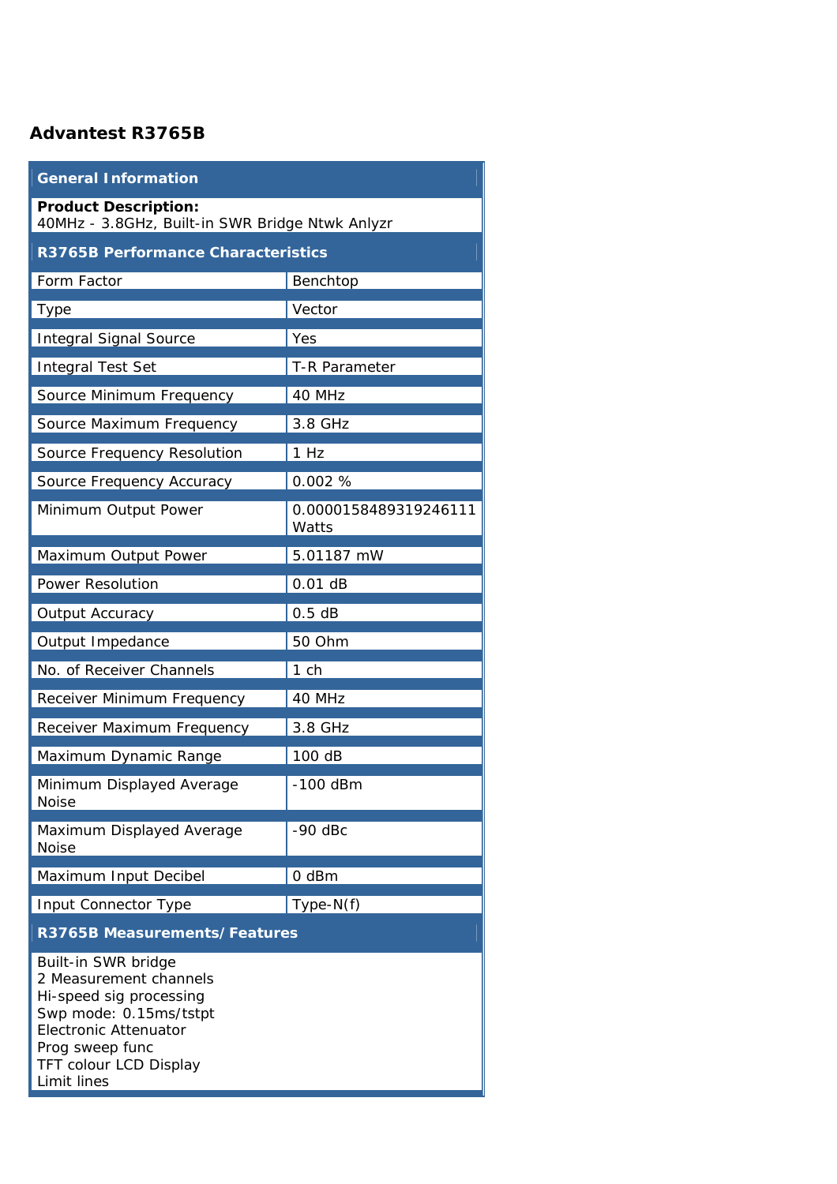# Advantest R3765B

| General Information | |
|---|---|
| **Product Description:**<br>40MHz - 3.8GHz, Built-in SWR Bridge Ntwk Anlyzr | |

| R3765B Performance Characteristics | |
|---|---|
| Form Factor | Benchtop |
| Type | Vector |
| Integral Signal Source | Yes |
| Integral Test Set | T-R Parameter |
| Source Minimum Frequency | 40 MHz |
| Source Maximum Frequency | 3.8 GHz |
| Source Frequency Resolution | 1 Hz |
| Source Frequency Accuracy | 0.002 % |
| Minimum Output Power | 0.0000158489319246111 Watts |
| Maximum Output Power | 5.01187 mW |
| Power Resolution | 0.01 dB |
| Output Accuracy | 0.5 dB |
| Output Impedance | 50 Ohm |
| No. of Receiver Channels | 1 ch |
| Receiver Minimum Frequency | 40 MHz |
| Receiver Maximum Frequency | 3.8 GHz |
| Maximum Dynamic Range | 100 dB |
| Minimum Displayed Average Noise | -100 dBm |
| Maximum Displayed Average Noise | -90 dBc |
| Maximum Input Decibel | 0 dBm |
| Input Connector Type | Type-N(f) |

| R3765B Measurements/Features |
|---|
| Built-in SWR bridge<br>2 Measurement channels<br>Hi-speed sig processing<br>Swp mode: 0.15ms/tstpt<br>Electronic Attenuator<br>Prog sweep func<br>TFT colour LCD Display<br>Limit lines |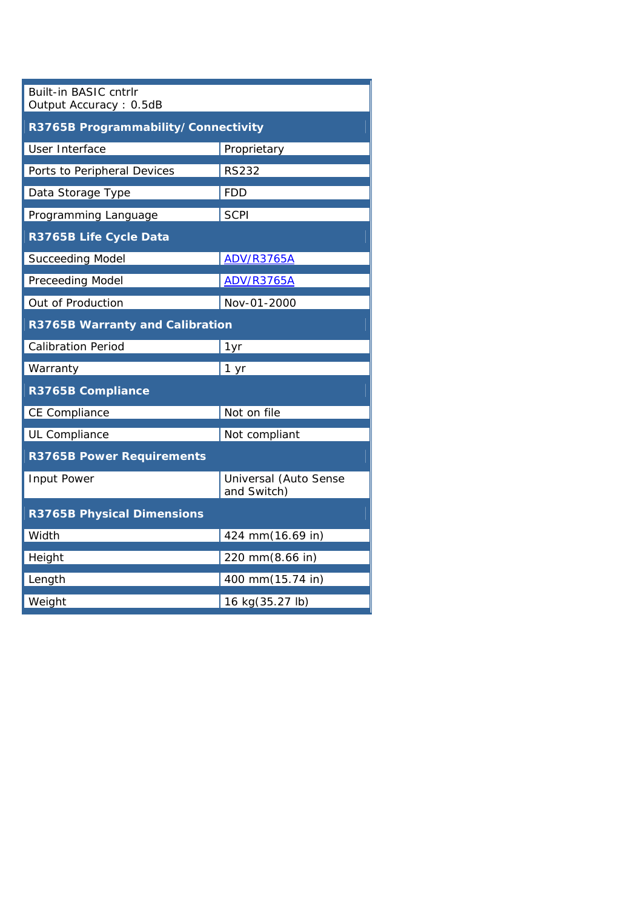Built-in BASIC cntrlr
Output Accuracy : 0.5dB

| | |
|---|---|
| **R3765B Programmability/ Connectivity** | |
| User Interface | Proprietary |
| Ports to Peripheral Devices | RS232 |
| Data Storage Type | FDD |
| Programming Language | SCPI |
| **R3765B Life Cycle Data** | |
| Succeeding Model | ADV/R3765A |
| Preceeding Model | ADV/R3765A |
| Out of Production | Nov-01-2000 |
| **R3765B Warranty and Calibration** | |
| Calibration Period | 1yr |
| Warranty | 1 yr |
| **R3765B Compliance** | |
| CE Compliance | Not on file |
| UL Compliance | Not compliant |
| **R3765B Power Requirements** | |
| Input Power | Universal (Auto Sense and Switch) |
| **R3765B Physical Dimensions** | |
| Width | 424 mm(16.69 in) |
| Height | 220 mm(8.66 in) |
| Length | 400 mm(15.74 in) |
| Weight | 16 kg(35.27 lb) |